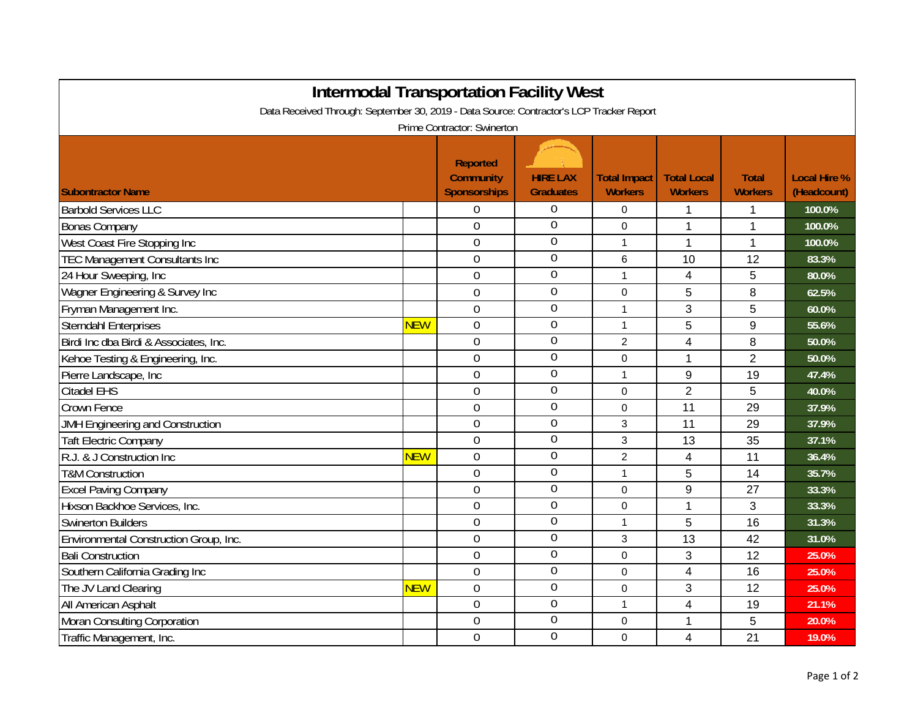# Intermodal Transportation Facility West

Data Received Through: September 30, 2019 - Data Source: Contractor's LCP Tracker Report

Prime Contractor: Swinerton

| Subontractor Name | | Reported Community Sponsorships | HIRE LAX Graduates | Total Impact Workers | Total Local Workers | Total Workers | Local Hire % (Headcount) |
|---|---|---|---|---|---|---|---|
| Barbold Services LLC | | 0 | 0 | 0 | 1 | 1 | 100.0% |
| Bonas Company | | 0 | 0 | 0 | 1 | 1 | 100.0% |
| West Coast Fire Stopping Inc | | 0 | 0 | 1 | 1 | 1 | 100.0% |
| TEC Management Consultants Inc | | 0 | 0 | 6 | 10 | 12 | 83.3% |
| 24 Hour Sweeping, Inc | | 0 | 0 | 1 | 4 | 5 | 80.0% |
| Wagner Engineering & Survey Inc | | 0 | 0 | 0 | 5 | 8 | 62.5% |
| Fryman Management Inc. | | 0 | 0 | 1 | 3 | 5 | 60.0% |
| Sterndahl Enterprises | NEW | 0 | 0 | 1 | 5 | 9 | 55.6% |
| Birdi Inc dba Birdi & Associates, Inc. | | 0 | 0 | 2 | 4 | 8 | 50.0% |
| Kehoe Testing & Engineering, Inc. | | 0 | 0 | 0 | 1 | 2 | 50.0% |
| Pierre Landscape, Inc | | 0 | 0 | 1 | 9 | 19 | 47.4% |
| Citadel EHS | | 0 | 0 | 0 | 2 | 5 | 40.0% |
| Crown Fence | | 0 | 0 | 0 | 11 | 29 | 37.9% |
| JMH Engineering and Construction | | 0 | 0 | 3 | 11 | 29 | 37.9% |
| Taft Electric Company | | 0 | 0 | 3 | 13 | 35 | 37.1% |
| R.J. & J Construction Inc | NEW | 0 | 0 | 2 | 4 | 11 | 36.4% |
| T&M Construction | | 0 | 0 | 1 | 5 | 14 | 35.7% |
| Excel Paving Company | | 0 | 0 | 0 | 9 | 27 | 33.3% |
| Hixson Backhoe Services, Inc. | | 0 | 0 | 0 | 1 | 3 | 33.3% |
| Swinerton Builders | | 0 | 0 | 1 | 5 | 16 | 31.3% |
| Environmental Construction Group, Inc. | | 0 | 0 | 3 | 13 | 42 | 31.0% |
| Bali Construction | | 0 | 0 | 0 | 3 | 12 | 25.0% |
| Southern California Grading Inc | | 0 | 0 | 0 | 4 | 16 | 25.0% |
| The JV Land Clearing | NEW | 0 | 0 | 0 | 3 | 12 | 25.0% |
| All American Asphalt | | 0 | 0 | 1 | 4 | 19 | 21.1% |
| Moran Consulting Corporation | | 0 | 0 | 0 | 1 | 5 | 20.0% |
| Traffic Management, Inc. | | 0 | 0 | 0 | 4 | 21 | 19.0% |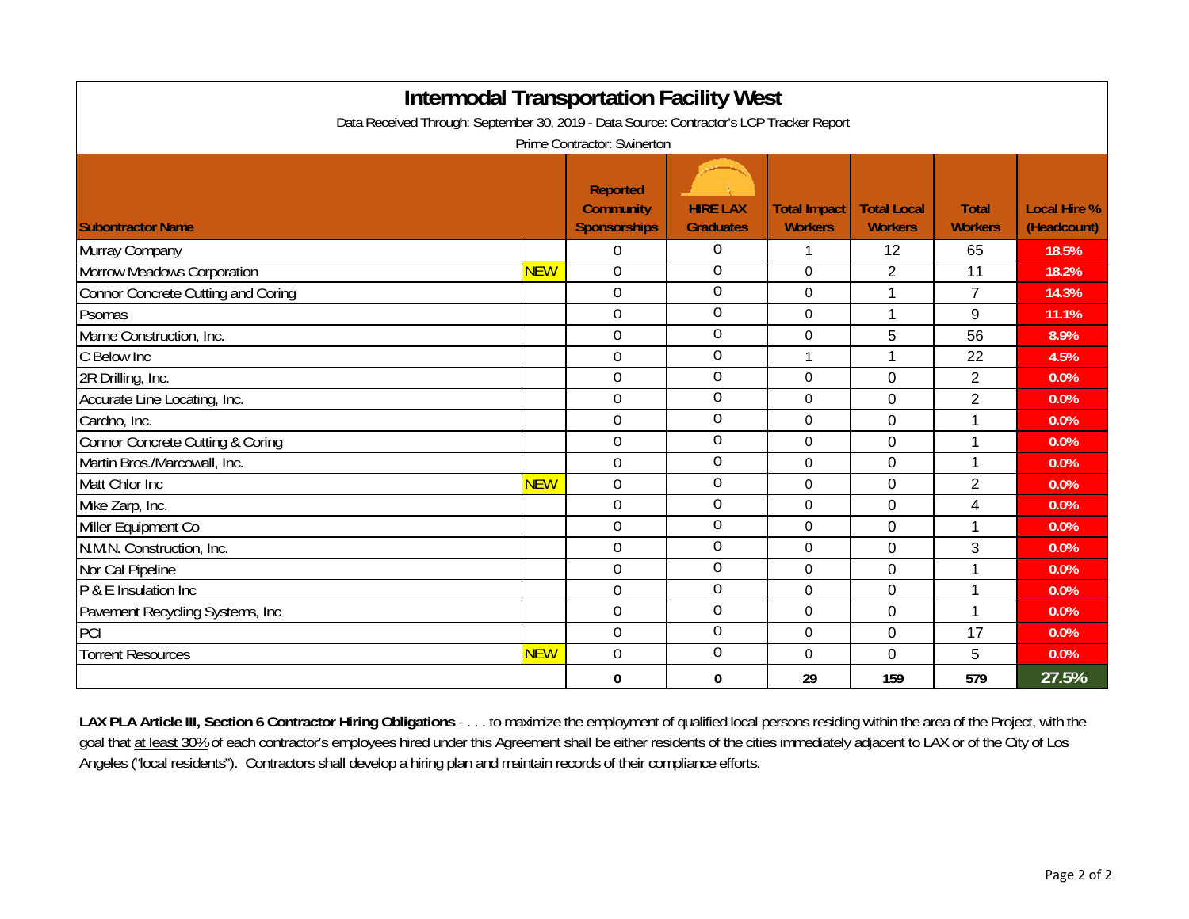# Intermodal Transportation Facility West

Data Received Through: September 30, 2019 - Data Source: Contractor's LCP Tracker Report

Prime Contractor: Swinerton

| Subcontractor Name | | Reported Community Sponsorships | HIRE LAX Graduates | Total Impact Workers | Total Local Workers | Total Workers | Local Hire % (Headcount) |
|---|---|---|---|---|---|---|---|
| Murray Company | | 0 | 0 | 1 | 12 | 65 | 18.5% |
| Morrow Meadows Corporation | NEW | 0 | 0 | 0 | 2 | 11 | 18.2% |
| Connor Concrete Cutting and Coring | | 0 | 0 | 0 | 1 | 7 | 14.3% |
| Psomas | | 0 | 0 | 0 | 1 | 9 | 11.1% |
| Marne Construction, Inc. | | 0 | 0 | 0 | 5 | 56 | 8.9% |
| C Below Inc | | 0 | 0 | 1 | 1 | 22 | 4.5% |
| 2R Drilling, Inc. | | 0 | 0 | 0 | 0 | 2 | 0.0% |
| Accurate Line Locating, Inc. | | 0 | 0 | 0 | 0 | 2 | 0.0% |
| Cardno, Inc. | | 0 | 0 | 0 | 0 | 1 | 0.0% |
| Connor Concrete Cutting & Coring | | 0 | 0 | 0 | 0 | 1 | 0.0% |
| Martin Bros./Marcowall, Inc. | | 0 | 0 | 0 | 0 | 1 | 0.0% |
| Matt Chlor Inc | NEW | 0 | 0 | 0 | 0 | 2 | 0.0% |
| Mike Zarp, Inc. | | 0 | 0 | 0 | 0 | 4 | 0.0% |
| Miller Equipment Co | | 0 | 0 | 0 | 0 | 1 | 0.0% |
| N.M.N. Construction, Inc. | | 0 | 0 | 0 | 0 | 3 | 0.0% |
| Nor Cal Pipeline | | 0 | 0 | 0 | 0 | 1 | 0.0% |
| P & E Insulation Inc | | 0 | 0 | 0 | 0 | 1 | 0.0% |
| Pavement Recycling Systems, Inc | | 0 | 0 | 0 | 0 | 1 | 0.0% |
| PCI | | 0 | 0 | 0 | 0 | 17 | 0.0% |
| Torrent Resources | NEW | 0 | 0 | 0 | 0 | 5 | 0.0% |
| | | **0** | **0** | **29** | **159** | **579** | **27.5%** |

**LAX PLA Article III, Section 6 Contractor Hiring Obligations** - . . . to maximize the employment of qualified local persons residing within the area of the Project, with the goal that at least 30% of each contractor's employees hired under this Agreement shall be either residents of the cities immediately adjacent to LAX or of the City of Los Angeles ("local residents"). Contractors shall develop a hiring plan and maintain records of their compliance efforts.